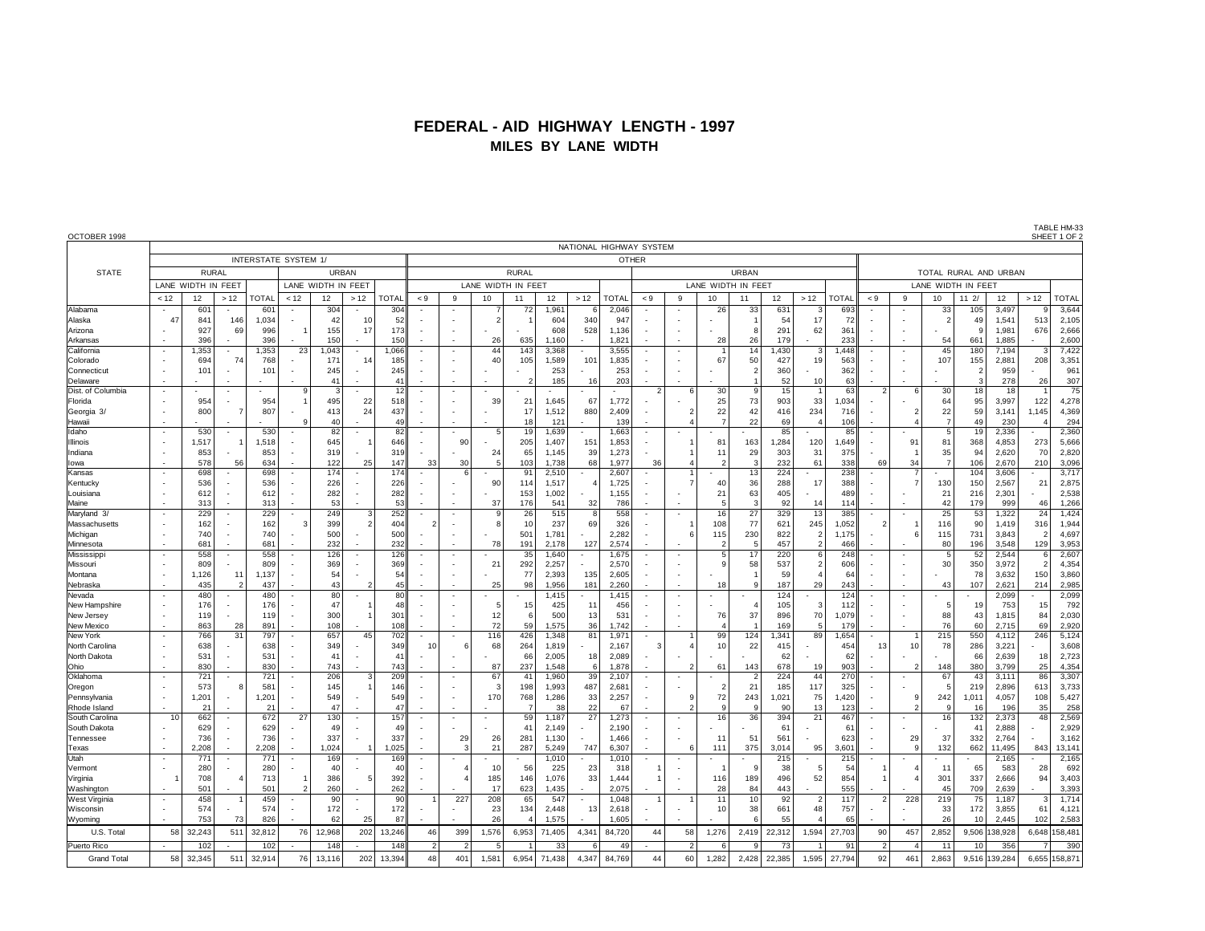# FEDERAL - AID HIGHWAY LENGTH - 1997

## MILES BY LANE WIDTH

OCTOBER 1998

TABLE HM-33
SHEET 1 OF 2

| STATE | NATIONAL HIGHWAY SYSTEM | | | | | | | | | | | | | | | | | | | | | | | | | | | | |
|---|---|---|---|---|---|---|---|---|---|---|---|---|---|---|---|---|---|---|---|---|---|---|---|---|---|---|---|---|---|
| | INTERSTATE SYSTEM 1/ | | | | | | | | OTHER | | | | | | | | | | | | | | | | | | | | |
| | RURAL | | | | URBAN | | | | RURAL | | | | | | | URBAN | | | | | | | TOTAL RURAL AND URBAN | | | | | | |
| | LANE WIDTH IN FEET | | | | LANE WIDTH IN FEET | | | | LANE WIDTH IN FEET | | | | | | | LANE WIDTH IN FEET | | | | | | | LANE WIDTH IN FEET | | | | | | |
| | < 12 | 12 | > 12 | TOTAL | < 12 | 12 | > 12 | TOTAL | < 9 | 9 | 10 | 11 | 12 | > 12 | TOTAL | < 9 | 9 | 10 | 11 | 12 | > 12 | TOTAL | < 9 | 9 | 10 | 11 2/ | 12 | > 12 | TOTAL |
| Alabama | - | 601 | - | 601 | - | 304 | - | 304 | - | - | 7 | 72 | 1,961 | 6 | 2,046 | - | - | 26 | 33 | 631 | 3 | 693 | - | - | 33 | 105 | 3,497 | 9 | 3,644 |
| Alaska | 47 | 841 | 146 | 1,034 | - | 42 | 10 | 52 | - | - | 2 | 1 | 604 | 340 | 947 | - | - | - | 1 | 54 | 17 | 72 | - | - | 2 | 49 | 1,541 | 513 | 2,105 |
| Arizona | - | 927 | 69 | 996 | 1 | 155 | 17 | 173 | - | - | - | - | 608 | 528 | 1,136 | - | - | - | 8 | 291 | 62 | 361 | - | - | - | 9 | 1,981 | 676 | 2,666 |
| Arkansas | - | 396 | - | 396 | - | 150 | - | 150 | - | - | 26 | 635 | 1,160 | - | 1,821 | - | - | 28 | 26 | 179 | - | 233 | - | - | 54 | 661 | 1,885 | - | 2,600 |
| California | - | 1,353 | - | 1,353 | 23 | 1,043 | - | 1,066 | - | - | 44 | 143 | 3,368 | - | 3,555 | - | - | 1 | 14 | 1,430 | 3 | 1,448 | - | - | 45 | 180 | 7,194 | 3 | 7,422 |
| Colorado | - | 694 | 74 | 768 | - | 171 | 14 | 185 | - | - | 40 | 105 | 1,589 | 101 | 1,835 | - | - | 67 | 50 | 427 | 19 | 563 | - | - | 107 | 155 | 2,881 | 208 | 3,351 |
| Connecticut | - | 101 | - | 101 | - | 245 | - | 245 | - | - | - | - | 253 | - | 253 | - | - | - | 2 | 360 | - | 362 | - | - | - | 2 | 959 | - | 961 |
| Delaware | - | - | - | - | - | 41 | - | 41 | - | - | - | 2 | 185 | 16 | 203 | - | - | - | 1 | 52 | 10 | 63 | - | - | - | 3 | 278 | 26 | 307 |
| Dist. of Columbia | - | - | - | - | 9 | 3 | - | 12 | - | - | - | - | - | - | - | 2 | 6 | 30 | 9 | 15 | 1 | 63 | 2 | 6 | 30 | 18 | 18 | 1 | 75 |
| Florida | - | 954 | - | 954 | 1 | 495 | 22 | 518 | - | - | 39 | 21 | 1,645 | 67 | 1,772 | - | - | 25 | 73 | 903 | 33 | 1,034 | - | - | 64 | 95 | 3,997 | 122 | 4,278 |
| Georgia 3/ | - | 800 | 7 | 807 | - | 413 | 24 | 437 | - | - | - | 17 | 1,512 | 880 | 2,409 | - | 2 | 22 | 42 | 416 | 234 | 716 | - | 2 | 22 | 59 | 3,141 | 1,145 | 4,369 |
| Hawaii | - | - | - | - | 9 | 40 | - | 49 | - | - | - | 18 | 121 | - | 139 | - | 4 | 7 | 22 | 69 | 4 | 106 | - | 4 | 7 | 49 | 230 | 4 | 294 |
| Idaho | - | 530 | - | 530 | - | 82 | - | 82 | - | - | 5 | 19 | 1,639 | - | 1,663 | - | - | - | - | 85 | - | 85 | - | - | 5 | 19 | 2,336 | - | 2,360 |
| Illinois | - | 1,517 | 1 | 1,518 | - | 645 | 1 | 646 | - | 90 | - | 205 | 1,407 | 151 | 1,853 | - | 1 | 81 | 163 | 1,284 | 120 | 1,649 | - | 91 | 81 | 368 | 4,853 | 273 | 5,666 |
| Indiana | - | 853 | - | 853 | - | 319 | - | 319 | - | - | 24 | 65 | 1,145 | 39 | 1,273 | - | 1 | 11 | 29 | 303 | 31 | 375 | - | 1 | 35 | 94 | 2,620 | 70 | 2,820 |
| Iowa | - | 578 | 56 | 634 | - | 122 | 25 | 147 | 33 | 30 | 5 | 103 | 1,738 | 68 | 1,977 | 36 | 4 | 2 | 3 | 232 | 61 | 338 | 69 | 34 | 7 | 106 | 2,670 | 210 | 3,096 |
| Kansas | - | 698 | - | 698 | - | 174 | - | 174 | - | 6 | - | 91 | 2,510 | - | 2,607 | - | 1 | - | 13 | 224 | - | 238 | - | 7 | - | 104 | 3,606 | - | 3,717 |
| Kentucky | - | 536 | - | 536 | - | 226 | - | 226 | - | - | 90 | 114 | 1,517 | 4 | 1,725 | - | 7 | 40 | 36 | 288 | 17 | 388 | - | 7 | 130 | 150 | 2,567 | 21 | 2,875 |
| Louisiana | - | 612 | - | 612 | - | 282 | - | 282 | - | - | - | 153 | 1,002 | - | 1,155 | - | - | 21 | 63 | 405 | - | 489 | - | - | 21 | 216 | 2,301 | - | 2,538 |
| Maine | - | 313 | - | 313 | - | 53 | - | 53 | - | - | 37 | 176 | 541 | 32 | 786 | - | - | 5 | 3 | 92 | 14 | 114 | - | - | 42 | 179 | 999 | 46 | 1,266 |
| Maryland 3/ | - | 229 | - | 229 | - | 249 | 3 | 252 | - | - | 9 | 26 | 515 | 8 | 558 | - | - | 16 | 27 | 329 | 13 | 385 | - | - | 25 | 53 | 1,322 | 24 | 1,424 |
| Massachusetts | - | 162 | - | 162 | 3 | 399 | 2 | 404 | 2 | - | 8 | 10 | 237 | 69 | 326 | - | 1 | 108 | 77 | 621 | 245 | 1,052 | 2 | 1 | 116 | 90 | 1,419 | 316 | 1,944 |
| Michigan | - | 740 | - | 740 | - | 500 | - | 500 | - | - | - | 501 | 1,781 | - | 2,282 | - | 6 | 115 | 230 | 822 | 2 | 1,175 | - | 6 | 115 | 731 | 3,843 | 2 | 4,697 |
| Minnesota | - | 681 | - | 681 | - | 232 | - | 232 | - | - | 78 | 191 | 2,178 | 127 | 2,574 | - | - | 2 | 5 | 457 | 2 | 466 | - | - | 80 | 196 | 3,548 | 129 | 3,953 |
| Mississippi | - | 558 | - | 558 | - | 126 | - | 126 | - | - | - | 35 | 1,640 | - | 1,675 | - | - | 5 | 17 | 220 | 6 | 248 | - | - | 5 | 52 | 2,544 | 6 | 2,607 |
| Missouri | - | 809 | - | 809 | - | 369 | - | 369 | - | - | 21 | 292 | 2,257 | - | 2,570 | - | - | 9 | 58 | 537 | 2 | 606 | - | - | 30 | 350 | 3,972 | 2 | 4,354 |
| Montana | - | 1,126 | 11 | 1,137 | - | 54 | - | 54 | - | - | - | 77 | 2,393 | 135 | 2,605 | - | - | - | 1 | 59 | 4 | 64 | - | - | - | 78 | 3,632 | 150 | 3,860 |
| Nebraska | - | 435 | 2 | 437 | - | 43 | 2 | 45 | - | - | 25 | 98 | 1,956 | 181 | 2,260 | - | - | 18 | 9 | 187 | 29 | 243 | - | - | 43 | 107 | 2,621 | 214 | 2,985 |
| Nevada | - | 480 | - | 480 | - | 80 | - | 80 | - | - | - | - | 1,415 | - | 1,415 | - | - | - | - | 124 | - | 124 | - | - | - | - | 2,099 | - | 2,099 |
| New Hampshire | - | 176 | - | 176 | - | 47 | 1 | 48 | - | - | 5 | 15 | 425 | 11 | 456 | - | - | - | 4 | 105 | 3 | 112 | - | - | 5 | 19 | 753 | 15 | 792 |
| New Jersey | - | 119 | - | 119 | - | 300 | 1 | 301 | - | - | 12 | 6 | 500 | 13 | 531 | - | - | 76 | 37 | 896 | 70 | 1,079 | - | - | 88 | 43 | 1,815 | 84 | 2,030 |
| New Mexico | - | 863 | 28 | 891 | - | 108 | - | 108 | - | - | 72 | 59 | 1,575 | 36 | 1,742 | - | - | 4 | 1 | 169 | 5 | 179 | - | - | 76 | 60 | 2,715 | 69 | 2,920 |
| New York | - | 766 | 31 | 797 | - | 657 | 45 | 702 | - | - | 116 | 426 | 1,348 | 81 | 1,971 | - | 1 | 99 | 124 | 1,341 | 89 | 1,654 | - | 1 | 215 | 550 | 4,112 | 246 | 5,124 |
| North Carolina | - | 638 | - | 638 | - | 349 | - | 349 | 10 | 6 | 68 | 264 | 1,819 | - | 2,167 | 3 | 4 | 10 | 22 | 415 | - | 454 | 13 | 10 | 78 | 286 | 3,221 | - | 3,608 |
| North Dakota | - | 531 | - | 531 | - | 41 | - | 41 | - | - | - | 66 | 2,005 | 18 | 2,089 | - | - | - | - | 62 | - | 62 | - | - | - | 66 | 2,639 | 18 | 2,723 |
| Ohio | - | 830 | - | 830 | - | 743 | - | 743 | - | - | 87 | 237 | 1,548 | 6 | 1,878 | - | 2 | 61 | 143 | 678 | 19 | 903 | - | 2 | 148 | 380 | 3,799 | 25 | 4,354 |
| Oklahoma | - | 721 | - | 721 | - | 206 | 3 | 209 | - | - | 67 | 41 | 1,960 | 39 | 2,107 | - | - | - | 2 | 224 | 44 | 270 | - | - | 67 | 43 | 3,111 | 86 | 3,307 |
| Oregon | - | 573 | 8 | 581 | - | 145 | 1 | 146 | - | - | 3 | 198 | 1,993 | 487 | 2,681 | - | - | 2 | 21 | 185 | 117 | 325 | - | - | 5 | 219 | 2,896 | 613 | 3,733 |
| Pennsylvania | - | 1,201 | - | 1,201 | - | 549 | - | 549 | - | - | 170 | 768 | 1,286 | 33 | 2,257 | - | 9 | 72 | 243 | 1,021 | 75 | 1,420 | - | 9 | 242 | 1,011 | 4,057 | 108 | 5,427 |
| Rhode Island | - | 21 | - | 21 | - | 47 | - | 47 | - | - | - | 7 | 38 | 22 | 67 | - | 2 | 9 | 9 | 90 | 13 | 123 | - | 2 | 9 | 16 | 196 | 35 | 258 |
| South Carolina | 10 | 662 | - | 672 | 27 | 130 | - | 157 | - | - | - | 59 | 1,187 | 27 | 1,273 | - | - | 16 | 36 | 394 | 21 | 467 | - | - | 16 | 132 | 2,373 | 48 | 2,569 |
| South Dakota | - | 629 | - | 629 | - | 49 | - | 49 | - | - | - | 41 | 2,149 | - | 2,190 | - | - | - | - | 61 | - | 61 | - | - | - | 41 | 2,888 | - | 2,929 |
| Tennessee | - | 736 | - | 736 | - | 337 | - | 337 | - | 29 | 26 | 281 | 1,130 | - | 1,466 | - | - | 11 | 51 | 561 | - | 623 | - | 29 | 37 | 332 | 2,764 | - | 3,162 |
| Texas | - | 2,208 | - | 2,208 | - | 1,024 | 1 | 1,025 | - | 3 | 21 | 287 | 5,249 | 747 | 6,307 | - | 6 | 111 | 375 | 3,014 | 95 | 3,601 | - | 9 | 132 | 662 | 11,495 | 843 | 13,141 |
| Utah | - | 771 | - | 771 | - | 169 | - | 169 | - | - | - | - | 1,010 | - | 1,010 | - | - | - | - | 215 | - | 215 | - | - | - | - | 2,165 | - | 2,165 |
| Vermont | - | 280 | - | 280 | - | 40 | - | 40 | - | 4 | 10 | 56 | 225 | 23 | 318 | 1 | - | 1 | 9 | 38 | 5 | 54 | 1 | 4 | 11 | 65 | 583 | 28 | 692 |
| Virginia | 1 | 708 | 4 | 713 | 1 | 386 | 5 | 392 | - | 4 | 185 | 146 | 1,076 | 33 | 1,444 | 1 | - | 116 | 189 | 496 | 52 | 854 | 1 | 4 | 301 | 337 | 2,666 | 94 | 3,403 |
| Washington | - | 501 | - | 501 | 2 | 260 | - | 262 | - | - | 17 | 623 | 1,435 | - | 2,075 | - | - | 28 | 84 | 443 | - | 555 | - | - | 45 | 709 | 2,639 | - | 3,393 |
| West Virginia | - | 458 | 1 | 459 | - | 90 | - | 90 | 1 | 227 | 208 | 65 | 547 | - | 1,048 | 1 | 1 | 11 | 10 | 92 | 2 | 117 | 2 | 228 | 219 | 75 | 1,187 | 3 | 1,714 |
| Wisconsin | - | 574 | - | 574 | - | 172 | - | 172 | - | - | 23 | 134 | 2,448 | 13 | 2,618 | - | - | 10 | 38 | 661 | 48 | 757 | - | - | 33 | 172 | 3,855 | 61 | 4,121 |
| Wyoming | - | 753 | 73 | 826 | - | 62 | 25 | 87 | - | - | 26 | 4 | 1,575 | - | 1,605 | - | - | - | 6 | 55 | 4 | 65 | - | - | 26 | 10 | 2,445 | 102 | 2,583 |
| U.S. Total | 58 | 32,243 | 511 | 32,812 | 76 | 12,968 | 202 | 13,246 | 46 | 399 | 1,576 | 6,953 | 71,405 | 4,341 | 84,720 | 44 | 58 | 1,276 | 2,419 | 22,312 | 1,594 | 27,703 | 90 | 457 | 2,852 | 9,506 | 138,928 | 6,648 | 158,481 |
| Puerto Rico | - | 102 | - | 102 | - | 148 | - | 148 | 2 | 2 | 5 | 1 | 33 | 6 | 49 | - | 2 | 6 | 9 | 73 | 1 | 91 | 2 | 4 | 11 | 10 | 356 | 7 | 390 |
| Grand Total | 58 | 32,345 | 511 | 32,914 | 76 | 13,116 | 202 | 13,394 | 48 | 401 | 1,581 | 6,954 | 71,438 | 4,347 | 84,769 | 44 | 60 | 1,282 | 2,428 | 22,385 | 1,595 | 27,794 | 92 | 461 | 2,863 | 9,516 | 139,284 | 6,655 | 158,871 |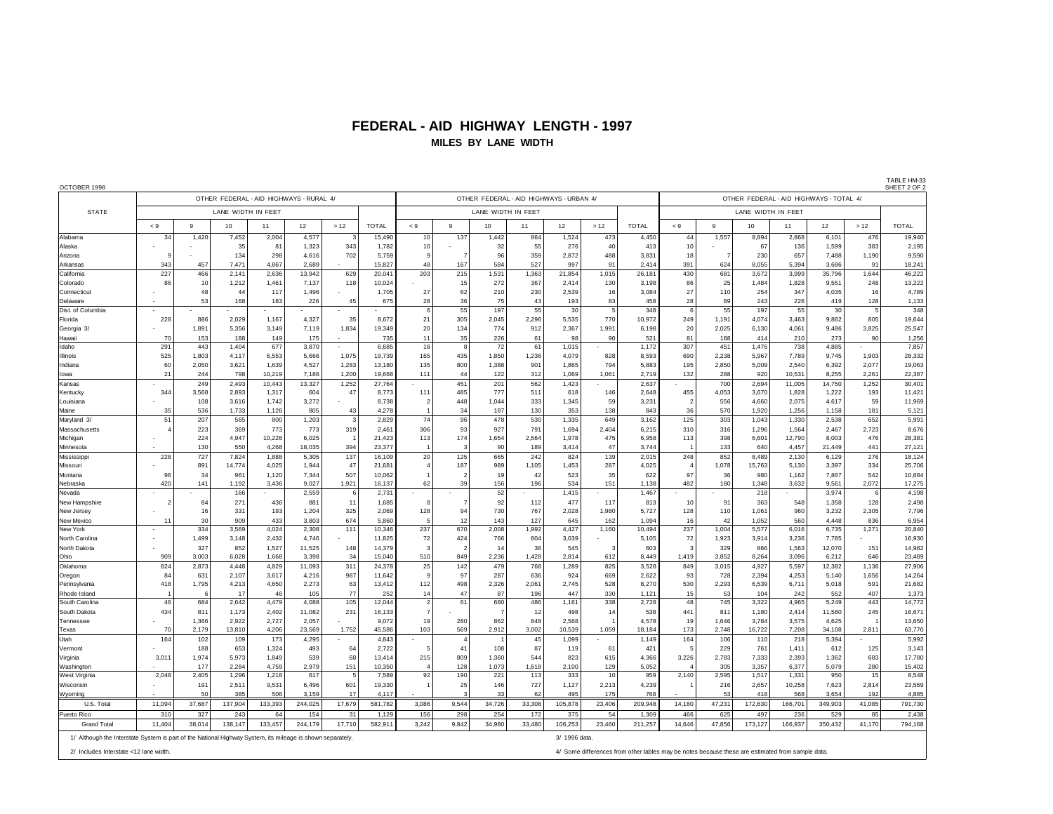# FEDERAL - AID HIGHWAY LENGTH - 1997

## MILES BY LANE WIDTH

OCTOBER 1998

TABLE HM-33
SHEET 2 OF 2

| STATE | OTHER FEDERAL - AID HIGHWAYS - RURAL 4/ | | | | | | | OTHER FEDERAL - AID HIGHWAYS - URBAN 4/ | | | | | | | OTHER FEDERAL - AID HIGHWAYS - TOTAL 4/ | | | | | | |
|---|---|---|---|---|---|---|---|---|---|---|---|---|---|---|---|---|---|---|---|---|---|
| | LANE WIDTH IN FEET | | | | | | TOTAL | LANE WIDTH IN FEET | | | | | | TOTAL | LANE WIDTH IN FEET | | | | | | TOTAL |
| | < 9 | 9 | 10 | 11 | 12 | > 12 | | < 9 | 9 | 10 | 11 | 12 | > 12 | | < 9 | 9 | 10 | 11 | 12 | > 12 | |
| Alabama | 34 | 1,420 | 7,452 | 2,004 | 4,577 | 3 | 15,490 | 10 | 137 | 1,442 | 864 | 1,524 | 473 | 4,450 | 44 | 1,557 | 8,894 | 2,868 | 6,101 | 476 | 19,940 |
| Alaska | - | - | 35 | 81 | 1,323 | 343 | 1,782 | 10 | - | 32 | 55 | 276 | 40 | 413 | 10 | - | 67 | 136 | 1,599 | 383 | 2,195 |
| Arizona | 9 | - | 134 | 298 | 4,616 | 702 | 5,759 | 9 | 7 | 96 | 359 | 2,872 | 488 | 3,831 | 18 | 7 | 230 | 657 | 7,488 | 1,190 | 9,590 |
| Arkansas | 343 | 457 | 7,471 | 4,867 | 2,689 | - | 15,827 | 48 | 167 | 584 | 527 | 997 | 91 | 2,414 | 391 | 624 | 8,055 | 5,394 | 3,686 | 91 | 18,241 |
| California | 227 | 466 | 2,141 | 2,636 | 13,942 | 629 | 20,041 | 203 | 215 | 1,531 | 1,363 | 21,854 | 1,015 | 26,181 | 430 | 681 | 3,672 | 3,999 | 35,796 | 1,644 | 46,222 |
| Colorado | 86 | 10 | 1,212 | 1,461 | 7,137 | 118 | 10,024 | - | 15 | 272 | 367 | 2,414 | 130 | 3,198 | 86 | 25 | 1,484 | 1,828 | 9,551 | 248 | 13,222 |
| Connecticut | - | 48 | 44 | 117 | 1,496 | - | 1,705 | 27 | 62 | 210 | 230 | 2,539 | 16 | 3,084 | 27 | 110 | 254 | 347 | 4,035 | 16 | 4,789 |
| Delaware | - | 53 | 168 | 183 | 226 | 45 | 675 | 28 | 36 | 75 | 43 | 193 | 83 | 458 | 28 | 89 | 243 | 226 | 419 | 128 | 1,133 |
| Dist. of Columbia | - | - | - | - | - | - | - | 6 | 55 | 197 | 55 | 30 | 5 | 348 | 6 | 55 | 197 | 55 | 30 | 5 | 348 |
| Florida | 228 | 886 | 2,029 | 1,167 | 4,327 | 35 | 8,672 | 21 | 305 | 2,045 | 2,296 | 5,535 | 770 | 10,972 | 249 | 1,191 | 4,074 | 3,463 | 9,862 | 805 | 19,644 |
| Georgia 3/ | - | 1,891 | 5,356 | 3,149 | 7,119 | 1,834 | 19,349 | 20 | 134 | 774 | 912 | 2,367 | 1,991 | 6,198 | 20 | 2,025 | 6,130 | 4,061 | 9,486 | 3,825 | 25,547 |
| Hawaii | 70 | 153 | 188 | 149 | 175 | - | 735 | 11 | 35 | 226 | 61 | 98 | 90 | 521 | 81 | 188 | 414 | 210 | 273 | 90 | 1,256 |
| Idaho | 291 | 443 | 1,404 | 677 | 3,870 | - | 6,685 | 16 | 8 | 72 | 61 | 1,015 | - | 1,172 | 307 | 451 | 1,476 | 738 | 4,885 | - | 7,857 |
| Illinois | 525 | 1,803 | 4,117 | 6,553 | 5,666 | 1,075 | 19,739 | 165 | 435 | 1,850 | 1,236 | 4,079 | 828 | 8,593 | 690 | 2,238 | 5,967 | 7,789 | 9,745 | 1,903 | 28,332 |
| Indiana | 60 | 2,050 | 3,621 | 1,639 | 4,527 | 1,283 | 13,180 | 135 | 800 | 1,388 | 901 | 1,865 | 794 | 5,883 | 195 | 2,850 | 5,009 | 2,540 | 6,392 | 2,077 | 19,063 |
| Iowa | 21 | 244 | 798 | 10,219 | 7,186 | 1,200 | 19,668 | 111 | 44 | 122 | 312 | 1,069 | 1,061 | 2,719 | 132 | 288 | 920 | 10,531 | 8,255 | 2,261 | 22,387 |
| Kansas | - | 249 | 2,493 | 10,443 | 13,327 | 1,252 | 27,764 | - | 451 | 201 | 562 | 1,423 | - | 2,637 | - | 700 | 2,694 | 11,005 | 14,750 | 1,252 | 30,401 |
| Kentucky | 344 | 3,568 | 2,893 | 1,317 | 604 | 47 | 8,773 | 111 | 485 | 777 | 511 | 618 | 146 | 2,648 | 455 | 4,053 | 3,670 | 1,828 | 1,222 | 193 | 11,421 |
| Louisiana | - | 108 | 3,616 | 1,742 | 3,272 | - | 8,738 | 2 | 448 | 1,044 | 333 | 1,345 | 59 | 3,231 | 2 | 556 | 4,660 | 2,075 | 4,617 | 59 | 11,969 |
| Maine | 35 | 536 | 1,733 | 1,126 | 805 | 43 | 4,278 | 1 | 34 | 187 | 130 | 353 | 138 | 843 | 36 | 570 | 1,920 | 1,256 | 1,158 | 181 | 5,121 |
| Maryland 3/ | 51 | 207 | 565 | 800 | 1,203 | 3 | 2,829 | 74 | 96 | 478 | 530 | 1,335 | 649 | 3,162 | 125 | 303 | 1,043 | 1,330 | 2,538 | 652 | 5,991 |
| Massachusetts | 4 | 223 | 369 | 773 | 773 | 319 | 2,461 | 306 | 93 | 927 | 791 | 1,694 | 2,404 | 6,215 | 310 | 316 | 1,296 | 1,564 | 2,467 | 2,723 | 8,676 |
| Michigan | - | 224 | 4,947 | 10,226 | 6,025 | 1 | 21,423 | 113 | 174 | 1,654 | 2,564 | 1,978 | 475 | 6,958 | 113 | 398 | 6,601 | 12,790 | 8,003 | 476 | 28,381 |
| Minnesota | - | 130 | 550 | 4,268 | 18,035 | 394 | 23,377 | 1 | 3 | 90 | 189 | 3,414 | 47 | 3,744 | 1 | 133 | 640 | 4,457 | 21,449 | 441 | 27,121 |
| Mississippi | 228 | 727 | 7,824 | 1,888 | 5,305 | 137 | 16,109 | 20 | 125 | 665 | 242 | 824 | 139 | 2,015 | 248 | 852 | 8,489 | 2,130 | 6,129 | 276 | 18,124 |
| Missouri | - | 891 | 14,774 | 4,025 | 1,944 | 47 | 21,681 | 4 | 187 | 989 | 1,105 | 1,453 | 287 | 4,025 | 4 | 1,078 | 15,763 | 5,130 | 3,397 | 334 | 25,706 |
| Montana | 96 | 34 | 961 | 1,120 | 7,344 | 507 | 10,062 | 1 | 2 | 19 | 42 | 523 | 35 | 622 | 97 | 36 | 980 | 1,162 | 7,867 | 542 | 10,684 |
| Nebraska | 420 | 141 | 1,192 | 3,436 | 9,027 | 1,921 | 16,137 | 62 | 39 | 156 | 196 | 534 | 151 | 1,138 | 482 | 180 | 1,348 | 3,632 | 9,561 | 2,072 | 17,275 |
| Nevada | - | - | 166 | - | 2,559 | 6 | 2,731 | - | - | 52 | - | 1,415 | - | 1,467 | - | - | 218 | - | 3,974 | 6 | 4,198 |
| New Hampshire | 2 | 84 | 271 | 436 | 881 | 11 | 1,685 | 8 | 7 | 92 | 112 | 477 | 117 | 813 | 10 | 91 | 363 | 548 | 1,358 | 128 | 2,498 |
| New Jersey | - | 16 | 331 | 193 | 1,204 | 325 | 2,069 | 128 | 94 | 730 | 767 | 2,028 | 1,980 | 5,727 | 128 | 110 | 1,061 | 960 | 3,232 | 2,305 | 7,796 |
| New Mexico | 11 | 30 | 909 | 433 | 3,803 | 674 | 5,860 | 5 | 12 | 143 | 127 | 645 | 162 | 1,094 | 16 | 42 | 1,052 | 560 | 4,448 | 836 | 6,954 |
| New York | - | 334 | 3,569 | 4,024 | 2,308 | 111 | 10,346 | 237 | 670 | 2,008 | 1,992 | 4,427 | 1,160 | 10,494 | 237 | 1,004 | 5,577 | 6,016 | 6,735 | 1,271 | 20,840 |
| North Carolina | - | 1,499 | 3,148 | 2,432 | 4,746 | - | 11,825 | 72 | 424 | 766 | 804 | 3,039 | - | 5,105 | 72 | 1,923 | 3,914 | 3,236 | 7,785 | - | 16,930 |
| North Dakota | - | 327 | 852 | 1,527 | 11,525 | 148 | 14,379 | 3 | 2 | 14 | 36 | 545 | 3 | 603 | 3 | 329 | 866 | 1,563 | 12,070 | 151 | 14,982 |
| Ohio | 909 | 3,003 | 6,028 | 1,668 | 3,398 | 34 | 15,040 | 510 | 849 | 2,236 | 1,428 | 2,814 | 612 | 8,449 | 1,419 | 3,852 | 8,264 | 3,096 | 6,212 | 646 | 23,489 |
| Oklahoma | 824 | 2,873 | 4,448 | 4,829 | 11,093 | 311 | 24,378 | 25 | 142 | 479 | 768 | 1,289 | 825 | 3,528 | 849 | 3,015 | 4,927 | 5,597 | 12,382 | 1,136 | 27,906 |
| Oregon | 84 | 631 | 2,107 | 3,617 | 4,216 | 987 | 11,642 | 9 | 97 | 287 | 636 | 924 | 669 | 2,622 | 93 | 728 | 2,394 | 4,253 | 5,140 | 1,656 | 14,264 |
| Pennsylvania | 418 | 1,795 | 4,213 | 4,650 | 2,273 | 63 | 13,412 | 112 | 498 | 2,326 | 2,061 | 2,745 | 528 | 8,270 | 530 | 2,293 | 6,539 | 6,711 | 5,018 | 591 | 21,682 |
| Rhode Island | 1 | 6 | 17 | 46 | 105 | 77 | 252 | 14 | 47 | 87 | 196 | 447 | 330 | 1,121 | 15 | 53 | 104 | 242 | 552 | 407 | 1,373 |
| South Carolina | 46 | 684 | 2,642 | 4,479 | 4,088 | 105 | 12,044 | 2 | 61 | 680 | 486 | 1,161 | 338 | 2,728 | 48 | 745 | 3,322 | 4,965 | 5,249 | 443 | 14,772 |
| South Dakota | 434 | 811 | 1,173 | 2,402 | 11,082 | 231 | 16,133 | 7 | - | 7 | 12 | 498 | 14 | 538 | 441 | 811 | 1,180 | 2,414 | 11,580 | 245 | 16,671 |
| Tennessee | - | 1,366 | 2,922 | 2,727 | 2,057 | - | 9,072 | 19 | 280 | 862 | 848 | 2,568 | 1 | 4,578 | 19 | 1,646 | 3,784 | 3,575 | 4,625 | 1 | 13,650 |
| Texas | 70 | 2,179 | 13,810 | 4,206 | 23,569 | 1,752 | 45,586 | 103 | 569 | 2,912 | 3,002 | 10,539 | 1,059 | 18,184 | 173 | 2,748 | 16,722 | 7,208 | 34,108 | 2,811 | 63,770 |
| Utah | 164 | 102 | 109 | 173 | 4,295 | - | 4,843 | - | 4 | 1 | 45 | 1,099 | - | 1,149 | 164 | 106 | 110 | 218 | 5,394 | - | 5,992 |
| Vermont | - | 188 | 653 | 1,324 | 493 | 64 | 2,722 | 5 | 41 | 108 | 87 | 119 | 61 | 421 | 5 | 229 | 761 | 1,411 | 612 | 125 | 3,143 |
| Virginia | 3,011 | 1,974 | 5,973 | 1,849 | 539 | 68 | 13,414 | 215 | 809 | 1,360 | 544 | 823 | 615 | 4,366 | 3,226 | 2,783 | 7,333 | 2,393 | 1,362 | 683 | 17,780 |
| Washington | - | 177 | 2,284 | 4,759 | 2,979 | 151 | 10,350 | 4 | 128 | 1,073 | 1,618 | 2,100 | 129 | 5,052 | 4 | 305 | 3,357 | 6,377 | 5,079 | 280 | 15,402 |
| West Virginia | 2,048 | 2,405 | 1,296 | 1,218 | 617 | 5 | 7,589 | 92 | 190 | 221 | 113 | 333 | 10 | 959 | 2,140 | 2,595 | 1,517 | 1,331 | 950 | 15 | 8,548 |
| Wisconsin | - | 191 | 2,511 | 9,531 | 6,496 | 601 | 19,330 | 1 | 25 | 146 | 727 | 1,127 | 2,213 | 4,239 | 1 | 216 | 2,657 | 10,258 | 7,623 | 2,814 | 23,569 |
| Wyoming | - | 50 | 385 | 506 | 3,159 | 17 | 4,117 | - | 3 | 33 | 62 | 495 | 175 | 768 | - | 53 | 418 | 568 | 3,654 | 192 | 4,885 |
| U.S. Total | 11,094 | 37,687 | 137,904 | 133,393 | 244,025 | 17,679 | 581,782 | 3,086 | 9,544 | 34,726 | 33,308 | 105,878 | 23,406 | 209,948 | 14,180 | 47,231 | 172,630 | 166,701 | 349,903 | 41,085 | 791,730 |
| Puerto Rico | 310 | 327 | 243 | 64 | 154 | 31 | 1,129 | 156 | 298 | 254 | 172 | 375 | 54 | 1,309 | 466 | 625 | 497 | 236 | 529 | 85 | 2,438 |
| Grand Total | 11,404 | 38,014 | 138,147 | 133,457 | 244,179 | 17,710 | 582,911 | 3,242 | 9,842 | 34,980 | 33,480 | 106,253 | 23,460 | 211,257 | 14,646 | 47,856 | 173,127 | 166,937 | 350,432 | 41,170 | 794,168 |

1/ Although the Interstate System is part of the National Highway System, its mileage is shown separately.

2/ Includes Interstate <12 lane width.

3/ 1996 data.

4/ Some differences from other tables may be notes because these are estimated from sample data.